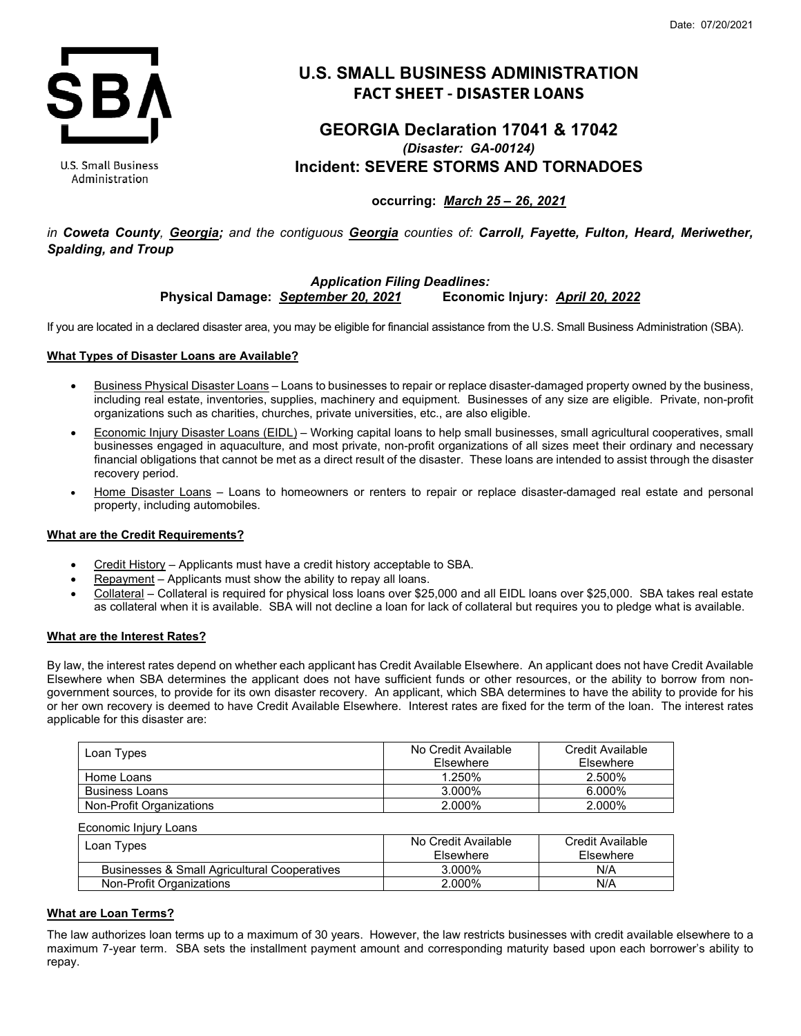Date: 07/20/2021

U.S. Small Business Administration

# U.S. SMALL BUSINESS ADMINISTRATION
## FACT SHEET - DISASTER LOANS

## GEORGIA Declaration 17041 & 17042
***(Disaster: GA-00124)***
## Incident: SEVERE STORMS AND TORNADOES

**occurring: *March 25 – 26, 2021***

*in **Coweta County**, **Georgia**; and the contiguous **Georgia** counties of: **Carroll, Fayette, Fulton, Heard, Meriwether, Spalding, and Troup***

***Application Filing Deadlines:***
**Physical Damage: *September 20, 2021*** **Economic Injury: *April 20, 2022***

If you are located in a declared disaster area, you may be eligible for financial assistance from the U.S. Small Business Administration (SBA).

### What Types of Disaster Loans are Available?

- Business Physical Disaster Loans – Loans to businesses to repair or replace disaster-damaged property owned by the business, including real estate, inventories, supplies, machinery and equipment. Businesses of any size are eligible. Private, non-profit organizations such as charities, churches, private universities, etc., are also eligible.
- Economic Injury Disaster Loans (EIDL) – Working capital loans to help small businesses, small agricultural cooperatives, small businesses engaged in aquaculture, and most private, non-profit organizations of all sizes meet their ordinary and necessary financial obligations that cannot be met as a direct result of the disaster. These loans are intended to assist through the disaster recovery period.
- Home Disaster Loans – Loans to homeowners or renters to repair or replace disaster-damaged real estate and personal property, including automobiles.

### What are the Credit Requirements?

- Credit History – Applicants must have a credit history acceptable to SBA.
- Repayment – Applicants must show the ability to repay all loans.
- Collateral – Collateral is required for physical loss loans over $25,000 and all EIDL loans over $25,000. SBA takes real estate as collateral when it is available. SBA will not decline a loan for lack of collateral but requires you to pledge what is available.

### What are the Interest Rates?

By law, the interest rates depend on whether each applicant has Credit Available Elsewhere. An applicant does not have Credit Available Elsewhere when SBA determines the applicant does not have sufficient funds or other resources, or the ability to borrow from non-government sources, to provide for its own disaster recovery. An applicant, which SBA determines to have the ability to provide for his or her own recovery is deemed to have Credit Available Elsewhere. Interest rates are fixed for the term of the loan. The interest rates applicable for this disaster are:

| Loan Types | No Credit Available Elsewhere | Credit Available Elsewhere |
| --- | --- | --- |
| Home Loans | 1.250% | 2.500% |
| Business Loans | 3.000% | 6.000% |
| Non-Profit Organizations | 2.000% | 2.000% |

Economic Injury Loans

| Loan Types | No Credit Available Elsewhere | Credit Available Elsewhere |
| --- | --- | --- |
| Businesses & Small Agricultural Cooperatives | 3.000% | N/A |
| Non-Profit Organizations | 2.000% | N/A |

### What are Loan Terms?

The law authorizes loan terms up to a maximum of 30 years. However, the law restricts businesses with credit available elsewhere to a maximum 7-year term. SBA sets the installment payment amount and corresponding maturity based upon each borrower's ability to repay.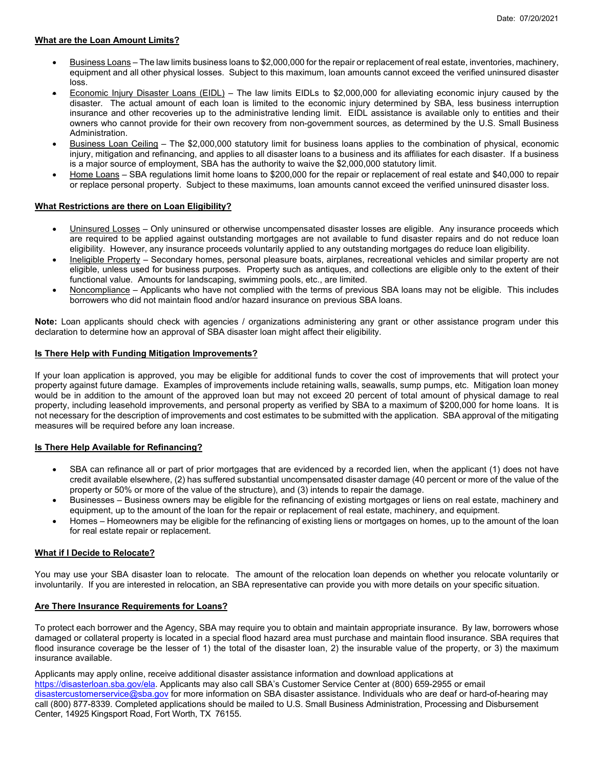Date: 07/20/2021

## What are the Loan Amount Limits?

- Business Loans – The law limits business loans to $2,000,000 for the repair or replacement of real estate, inventories, machinery, equipment and all other physical losses. Subject to this maximum, loan amounts cannot exceed the verified uninsured disaster loss.
- Economic Injury Disaster Loans (EIDL) – The law limits EIDLs to $2,000,000 for alleviating economic injury caused by the disaster. The actual amount of each loan is limited to the economic injury determined by SBA, less business interruption insurance and other recoveries up to the administrative lending limit. EIDL assistance is available only to entities and their owners who cannot provide for their own recovery from non-government sources, as determined by the U.S. Small Business Administration.
- Business Loan Ceiling – The $2,000,000 statutory limit for business loans applies to the combination of physical, economic injury, mitigation and refinancing, and applies to all disaster loans to a business and its affiliates for each disaster. If a business is a major source of employment, SBA has the authority to waive the $2,000,000 statutory limit.
- Home Loans – SBA regulations limit home loans to $200,000 for the repair or replacement of real estate and $40,000 to repair or replace personal property. Subject to these maximums, loan amounts cannot exceed the verified uninsured disaster loss.

## What Restrictions are there on Loan Eligibility?

- Uninsured Losses – Only uninsured or otherwise uncompensated disaster losses are eligible. Any insurance proceeds which are required to be applied against outstanding mortgages are not available to fund disaster repairs and do not reduce loan eligibility. However, any insurance proceeds voluntarily applied to any outstanding mortgages do reduce loan eligibility.
- Ineligible Property – Secondary homes, personal pleasure boats, airplanes, recreational vehicles and similar property are not eligible, unless used for business purposes. Property such as antiques, and collections are eligible only to the extent of their functional value. Amounts for landscaping, swimming pools, etc., are limited.
- Noncompliance – Applicants who have not complied with the terms of previous SBA loans may not be eligible. This includes borrowers who did not maintain flood and/or hazard insurance on previous SBA loans.

**Note:** Loan applicants should check with agencies / organizations administering any grant or other assistance program under this declaration to determine how an approval of SBA disaster loan might affect their eligibility.

## Is There Help with Funding Mitigation Improvements?

If your loan application is approved, you may be eligible for additional funds to cover the cost of improvements that will protect your property against future damage. Examples of improvements include retaining walls, seawalls, sump pumps, etc. Mitigation loan money would be in addition to the amount of the approved loan but may not exceed 20 percent of total amount of physical damage to real property, including leasehold improvements, and personal property as verified by SBA to a maximum of $200,000 for home loans. It is not necessary for the description of improvements and cost estimates to be submitted with the application. SBA approval of the mitigating measures will be required before any loan increase.

## Is There Help Available for Refinancing?

- SBA can refinance all or part of prior mortgages that are evidenced by a recorded lien, when the applicant (1) does not have credit available elsewhere, (2) has suffered substantial uncompensated disaster damage (40 percent or more of the value of the property or 50% or more of the value of the structure), and (3) intends to repair the damage.
- Businesses – Business owners may be eligible for the refinancing of existing mortgages or liens on real estate, machinery and equipment, up to the amount of the loan for the repair or replacement of real estate, machinery, and equipment.
- Homes – Homeowners may be eligible for the refinancing of existing liens or mortgages on homes, up to the amount of the loan for real estate repair or replacement.

## What if I Decide to Relocate?

You may use your SBA disaster loan to relocate. The amount of the relocation loan depends on whether you relocate voluntarily or involuntarily. If you are interested in relocation, an SBA representative can provide you with more details on your specific situation.

## Are There Insurance Requirements for Loans?

To protect each borrower and the Agency, SBA may require you to obtain and maintain appropriate insurance. By law, borrowers whose damaged or collateral property is located in a special flood hazard area must purchase and maintain flood insurance. SBA requires that flood insurance coverage be the lesser of 1) the total of the disaster loan, 2) the insurable value of the property, or 3) the maximum insurance available.

Applicants may apply online, receive additional disaster assistance information and download applications at https://disasterloan.sba.gov/ela. Applicants may also call SBA's Customer Service Center at (800) 659-2955 or email disastercustomerservice@sba.gov for more information on SBA disaster assistance. Individuals who are deaf or hard-of-hearing may call (800) 877-8339. Completed applications should be mailed to U.S. Small Business Administration, Processing and Disbursement Center, 14925 Kingsport Road, Fort Worth, TX 76155.